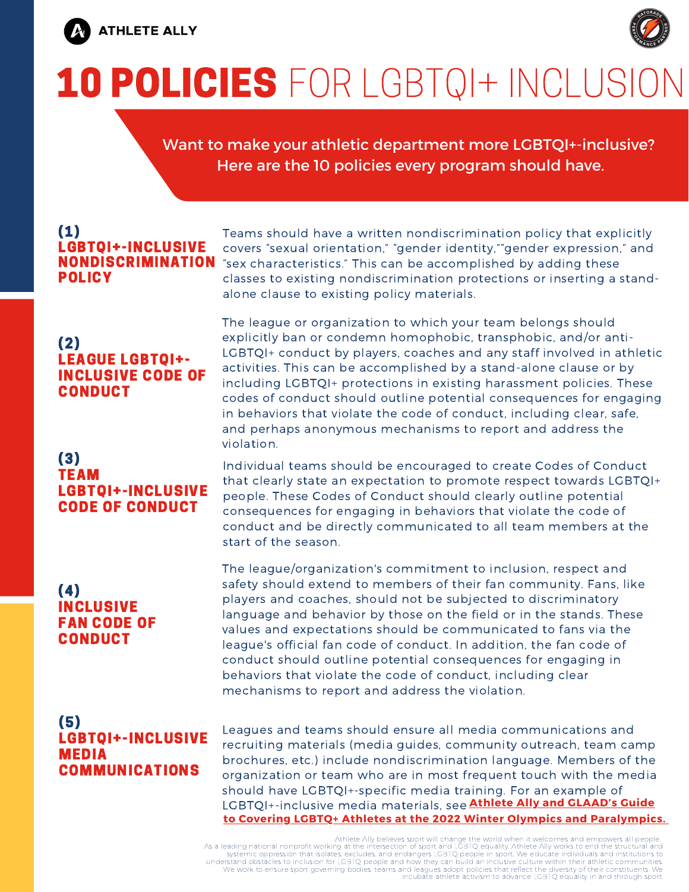ATHLETE ALLY

# 10 POLICIES FOR LGBTQI+ INCLUSION

Want to make your athletic department more LGBTQI+-inclusive? Here are the 10 policies every program should have.

### (1) LGBTQI+-INCLUSIVE NONDISCRIMINATION POLICY

Teams should have a written nondiscrimination policy that explicitly covers “sexual orientation,” “gender identity,”“gender expression,” and “sex characteristics.” This can be accomplished by adding these classes to existing nondiscrimination protections or inserting a stand-alone clause to existing policy materials.

### (2) LEAGUE LGBTQI+-INCLUSIVE CODE OF CONDUCT

The league or organization to which your team belongs should explicitly ban or condemn homophobic, transphobic, and/or anti-LGBTQI+ conduct by players, coaches and any staff involved in athletic activities. This can be accomplished by a stand-alone clause or by including LGBTQI+ protections in existing harassment policies. These codes of conduct should outline potential consequences for engaging in behaviors that violate the code of conduct, including clear, safe, and perhaps anonymous mechanisms to report and address the violation.

### (3) TEAM LGBTQI+-INCLUSIVE CODE OF CONDUCT

Individual teams should be encouraged to create Codes of Conduct that clearly state an expectation to promote respect towards LGBTQI+ people. These Codes of Conduct should clearly outline potential consequences for engaging in behaviors that violate the code of conduct and be directly communicated to all team members at the start of the season.

### (4) INCLUSIVE FAN CODE OF CONDUCT

The league/organization's commitment to inclusion, respect and safety should extend to members of their fan community. Fans, like players and coaches, should not be subjected to discriminatory language and behavior by those on the field or in the stands. These values and expectations should be communicated to fans via the league's official fan code of conduct. In addition, the fan code of conduct should outline potential consequences for engaging in behaviors that violate the code of conduct, including clear mechanisms to report and address the violation.

### (5) LGBTQI+-INCLUSIVE MEDIA COMMUNICATIONS

Leagues and teams should ensure all media communications and recruiting materials (media guides, community outreach, team camp brochures, etc.) include nondiscrimination language. Members of the organization or team who are in most frequent touch with the media should have LGBTQI+-specific media training. For an example of LGBTQI+-inclusive media materials, see **Athlete Ally and GLAAD's Guide to Covering LGBTQ+ Athletes at the 2022 Winter Olympics and Paralympics.**

Athlete Ally believes sport will change the world when it welcomes and empowers all people. As a leading national nonprofit working at the intersection of sport and LGBTQ equality, Athlete Ally works to end the structural and systemic oppression that isolates, excludes, and endangers LGBTQ people in sport. We educate individuals and institutions to understand obstacles to inclusion for LGBTQ people and how they can build an inclusive culture within their athletic communities. We work to ensure sport governing bodies, teams and leagues adopt policies that reflect the diversity of their constituents. We incubate athlete activism to advance LGBTQ equality in and through sport.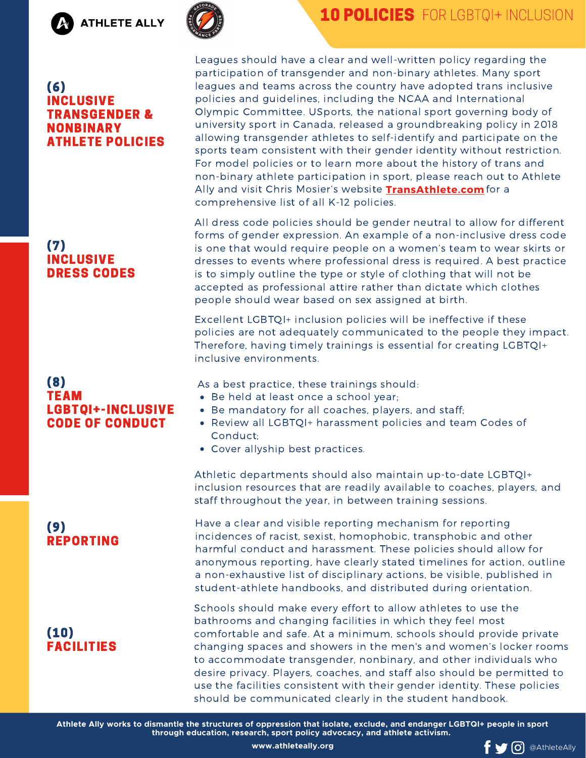ATHLETE ALLY

# 10 POLICIES FOR LGBTQI+ INCLUSION

## (6) INCLUSIVE TRANSGENDER & NONBINARY ATHLETE POLICIES

Leagues should have a clear and well-written policy regarding the participation of transgender and non-binary athletes. Many sport leagues and teams across the country have adopted trans inclusive policies and guidelines, including the NCAA and International Olympic Committee. USports, the national sport governing body of university sport in Canada, released a groundbreaking policy in 2018 allowing transgender athletes to self-identify and participate on the sports team consistent with their gender identity without restriction. For model policies or to learn more about the history of trans and non-binary athlete participation in sport, please reach out to Athlete Ally and visit Chris Mosier's website **TransAthlete.com** for a comprehensive list of all K-12 policies.

## (7) INCLUSIVE DRESS CODES

All dress code policies should be gender neutral to allow for different forms of gender expression. An example of a non-inclusive dress code is one that would require people on a women's team to wear skirts or dresses to events where professional dress is required. A best practice is to simply outline the type or style of clothing that will not be accepted as professional attire rather than dictate which clothes people should wear based on sex assigned at birth.

## (8) TEAM LGBTQI+-INCLUSIVE CODE OF CONDUCT

Excellent LGBTQI+ inclusion policies will be ineffective if these policies are not adequately communicated to the people they impact. Therefore, having timely trainings is essential for creating LGBTQI+ inclusive environments.

As a best practice, these trainings should:

- Be held at least once a school year;
- Be mandatory for all coaches, players, and staff;
- Review all LGBTQI+ harassment policies and team Codes of Conduct;
- Cover allyship best practices.

Athletic departments should also maintain up-to-date LGBTQI+ inclusion resources that are readily available to coaches, players, and staff throughout the year, in between training sessions.

## (9) REPORTING

Have a clear and visible reporting mechanism for reporting incidences of racist, sexist, homophobic, transphobic and other harmful conduct and harassment. These policies should allow for anonymous reporting, have clearly stated timelines for action, outline a non-exhaustive list of disciplinary actions, be visible, published in student-athlete handbooks, and distributed during orientation.

## (10) FACILITIES

Schools should make every effort to allow athletes to use the bathrooms and changing facilities in which they feel most comfortable and safe. At a minimum, schools should provide private changing spaces and showers in the men's and women's locker rooms to accommodate transgender, nonbinary, and other individuals who desire privacy. Players, coaches, and staff also should be permitted to use the facilities consistent with their gender identity. These policies should be communicated clearly in the student handbook.

**Athlete Ally works to dismantle the structures of oppression that isolate, exclude, and endanger LGBTQI+ people in sport through education, research, sport policy advocacy, and athlete activism.**

**www.athleteally.org**

@AthleteAlly